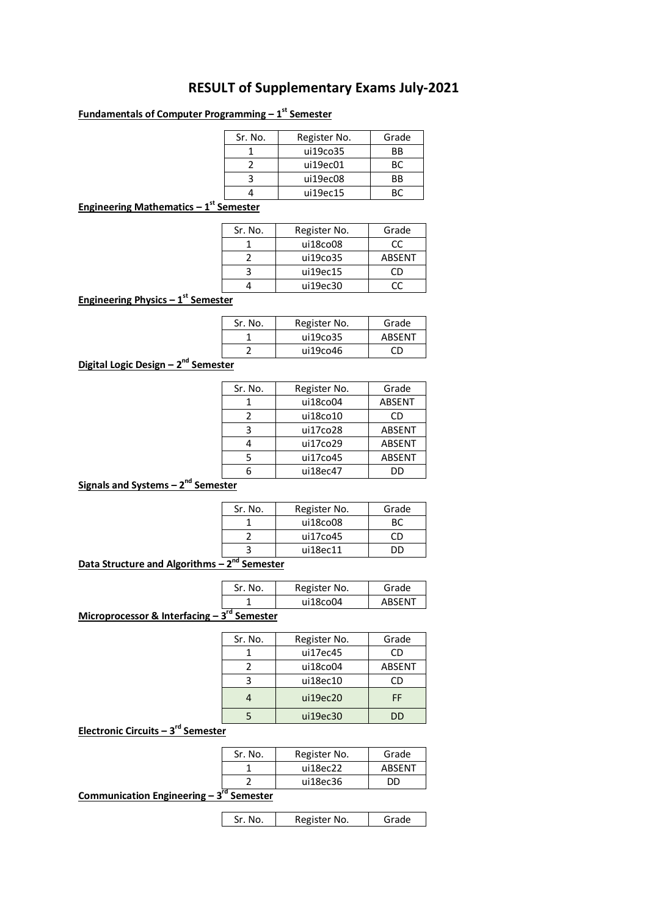# RESULT of Supplementary Exams July-2021

**Fundamentals of Computer Programming – 1st Semester**

| Sr. No. | Register No. | Grade |
|---|---|---|
| 1 | ui19co35 | BB |
| 2 | ui19ec01 | BC |
| 3 | ui19ec08 | BB |
| 4 | ui19ec15 | BC |

**Engineering Mathematics – 1st Semester**

| Sr. No. | Register No. | Grade |
|---|---|---|
| 1 | ui18co08 | CC |
| 2 | ui19co35 | ABSENT |
| 3 | ui19ec15 | CD |
| 4 | ui19ec30 | CC |

**Engineering Physics – 1st Semester**

| Sr. No. | Register No. | Grade |
|---|---|---|
| 1 | ui19co35 | ABSENT |
| 2 | ui19co46 | CD |

**Digital Logic Design – 2nd Semester**

| Sr. No. | Register No. | Grade |
|---|---|---|
| 1 | ui18co04 | ABSENT |
| 2 | ui18co10 | CD |
| 3 | ui17co28 | ABSENT |
| 4 | ui17co29 | ABSENT |
| 5 | ui17co45 | ABSENT |
| 6 | ui18ec47 | DD |

**Signals and Systems – 2nd Semester**

| Sr. No. | Register No. | Grade |
|---|---|---|
| 1 | ui18co08 | BC |
| 2 | ui17co45 | CD |
| 3 | ui18ec11 | DD |

**Data Structure and Algorithms – 2nd Semester**

| Sr. No. | Register No. | Grade |
|---|---|---|
| 1 | ui18co04 | ABSENT |

**Microprocessor & Interfacing – 3rd Semester**

| Sr. No. | Register No. | Grade |
|---|---|---|
| 1 | ui17ec45 | CD |
| 2 | ui18co04 | ABSENT |
| 3 | ui18ec10 | CD |
| 4 | ui19ec20 | FF |
| 5 | ui19ec30 | DD |

**Electronic Circuits – 3rd Semester**

| Sr. No. | Register No. | Grade |
|---|---|---|
| 1 | ui18ec22 | ABSENT |
| 2 | ui18ec36 | DD |

**Communication Engineering – 3rd Semester**

| Sr. No. | Register No. | Grade |
|---|---|---|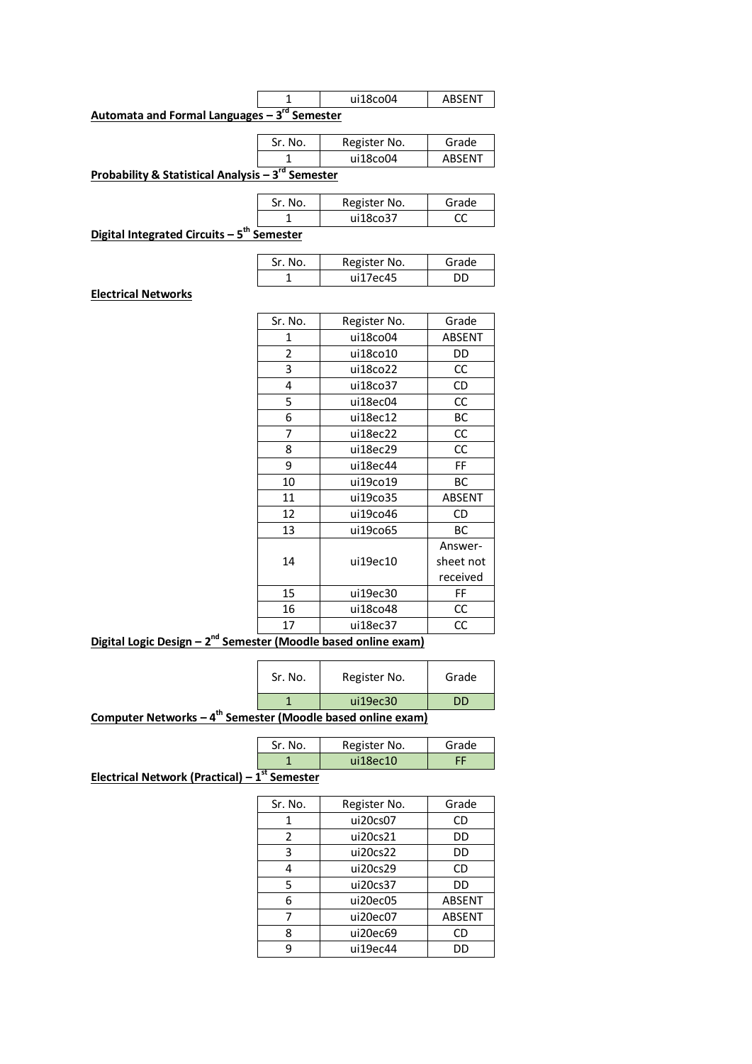| 1 | ui18co04 | ABSENT |
|---|---|---|

**Automata and Formal Languages – 3rd Semester**

| Sr. No. | Register No. | Grade |
|---|---|---|
| 1 | ui18co04 | ABSENT |

**Probability & Statistical Analysis – 3rd Semester**

| Sr. No. | Register No. | Grade |
|---|---|---|
| 1 | ui18co37 | CC |

**Digital Integrated Circuits – 5th Semester**

| Sr. No. | Register No. | Grade |
|---|---|---|
| 1 | ui17ec45 | DD |

**Electrical Networks**

| Sr. No. | Register No. | Grade |
|---|---|---|
| 1 | ui18co04 | ABSENT |
| 2 | ui18co10 | DD |
| 3 | ui18co22 | CC |
| 4 | ui18co37 | CD |
| 5 | ui18ec04 | CC |
| 6 | ui18ec12 | BC |
| 7 | ui18ec22 | CC |
| 8 | ui18ec29 | CC |
| 9 | ui18ec44 | FF |
| 10 | ui19co19 | BC |
| 11 | ui19co35 | ABSENT |
| 12 | ui19co46 | CD |
| 13 | ui19co65 | BC |
| 14 | ui19ec10 | Answer-sheet not received |
| 15 | ui19ec30 | FF |
| 16 | ui18co48 | CC |
| 17 | ui18ec37 | CC |

**Digital Logic Design – 2nd Semester (Moodle based online exam)**

| Sr. No. | Register No. | Grade |
|---|---|---|
| 1 | ui19ec30 | DD |

**Computer Networks – 4th Semester (Moodle based online exam)**

| Sr. No. | Register No. | Grade |
|---|---|---|
| 1 | ui18ec10 | FF |

**Electrical Network (Practical) – 1st Semester**

| Sr. No. | Register No. | Grade |
|---|---|---|
| 1 | ui20cs07 | CD |
| 2 | ui20cs21 | DD |
| 3 | ui20cs22 | DD |
| 4 | ui20cs29 | CD |
| 5 | ui20cs37 | DD |
| 6 | ui20ec05 | ABSENT |
| 7 | ui20ec07 | ABSENT |
| 8 | ui20ec69 | CD |
| 9 | ui19ec44 | DD |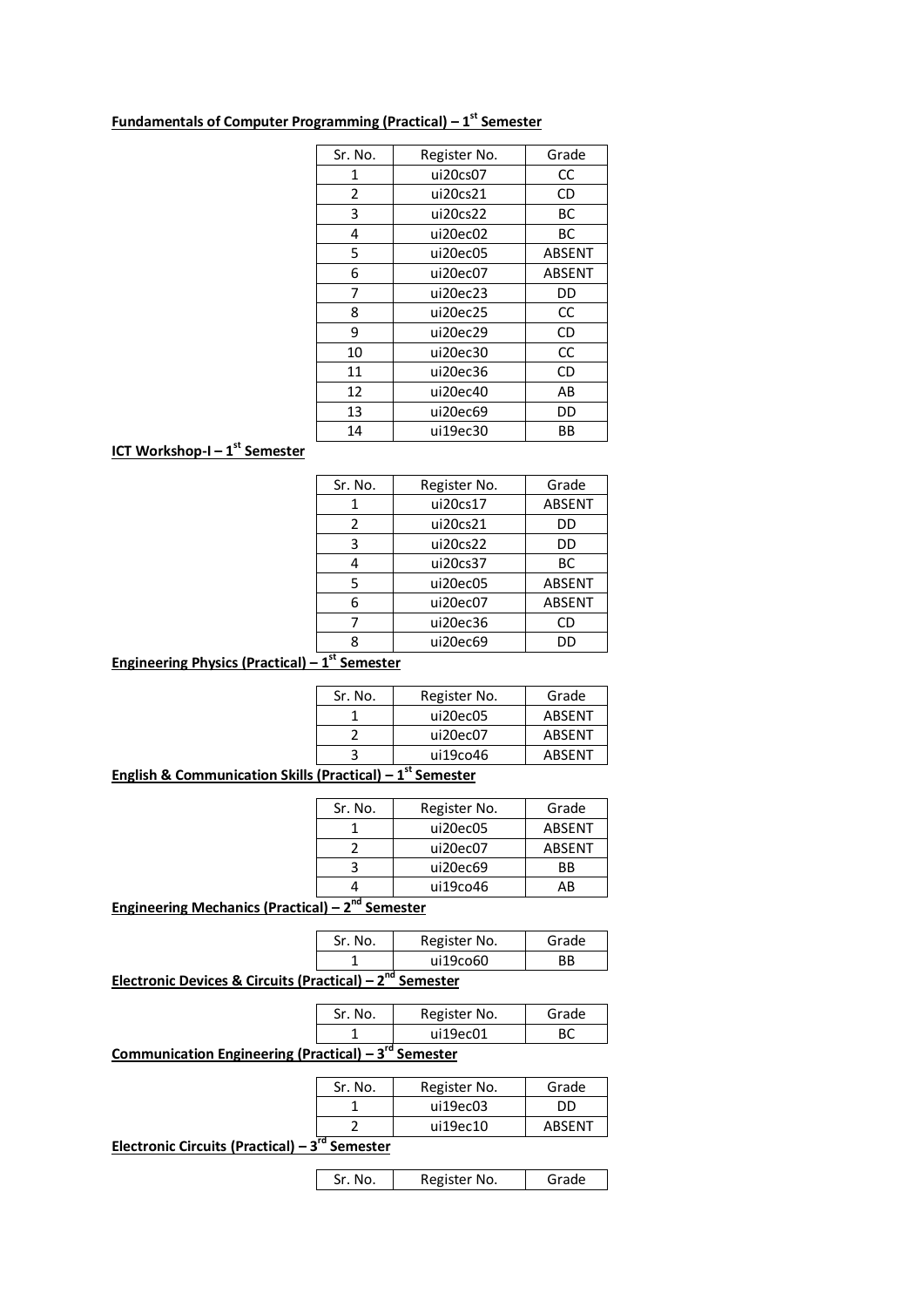**Fundamentals of Computer Programming (Practical) – 1st Semester**

| Sr. No. | Register No. | Grade |
|---|---|---|
| 1 | ui20cs07 | CC |
| 2 | ui20cs21 | CD |
| 3 | ui20cs22 | BC |
| 4 | ui20ec02 | BC |
| 5 | ui20ec05 | ABSENT |
| 6 | ui20ec07 | ABSENT |
| 7 | ui20ec23 | DD |
| 8 | ui20ec25 | CC |
| 9 | ui20ec29 | CD |
| 10 | ui20ec30 | CC |
| 11 | ui20ec36 | CD |
| 12 | ui20ec40 | AB |
| 13 | ui20ec69 | DD |
| 14 | ui19ec30 | BB |

**ICT Workshop-I – 1st Semester**

| Sr. No. | Register No. | Grade |
|---|---|---|
| 1 | ui20cs17 | ABSENT |
| 2 | ui20cs21 | DD |
| 3 | ui20cs22 | DD |
| 4 | ui20cs37 | BC |
| 5 | ui20ec05 | ABSENT |
| 6 | ui20ec07 | ABSENT |
| 7 | ui20ec36 | CD |
| 8 | ui20ec69 | DD |

**Engineering Physics (Practical) – 1st Semester**

| Sr. No. | Register No. | Grade |
|---|---|---|
| 1 | ui20ec05 | ABSENT |
| 2 | ui20ec07 | ABSENT |
| 3 | ui19co46 | ABSENT |

**English & Communication Skills (Practical) – 1st Semester**

| Sr. No. | Register No. | Grade |
|---|---|---|
| 1 | ui20ec05 | ABSENT |
| 2 | ui20ec07 | ABSENT |
| 3 | ui20ec69 | BB |
| 4 | ui19co46 | AB |

**Engineering Mechanics (Practical) – 2nd Semester**

| Sr. No. | Register No. | Grade |
|---|---|---|
| 1 | ui19co60 | BB |

**Electronic Devices & Circuits (Practical) – 2nd Semester**

| Sr. No. | Register No. | Grade |
|---|---|---|
| 1 | ui19ec01 | BC |

**Communication Engineering (Practical) – 3rd Semester**

| Sr. No. | Register No. | Grade |
|---|---|---|
| 1 | ui19ec03 | DD |
| 2 | ui19ec10 | ABSENT |

**Electronic Circuits (Practical) – 3rd Semester**

| Sr. No. | Register No. | Grade |
|---|---|---|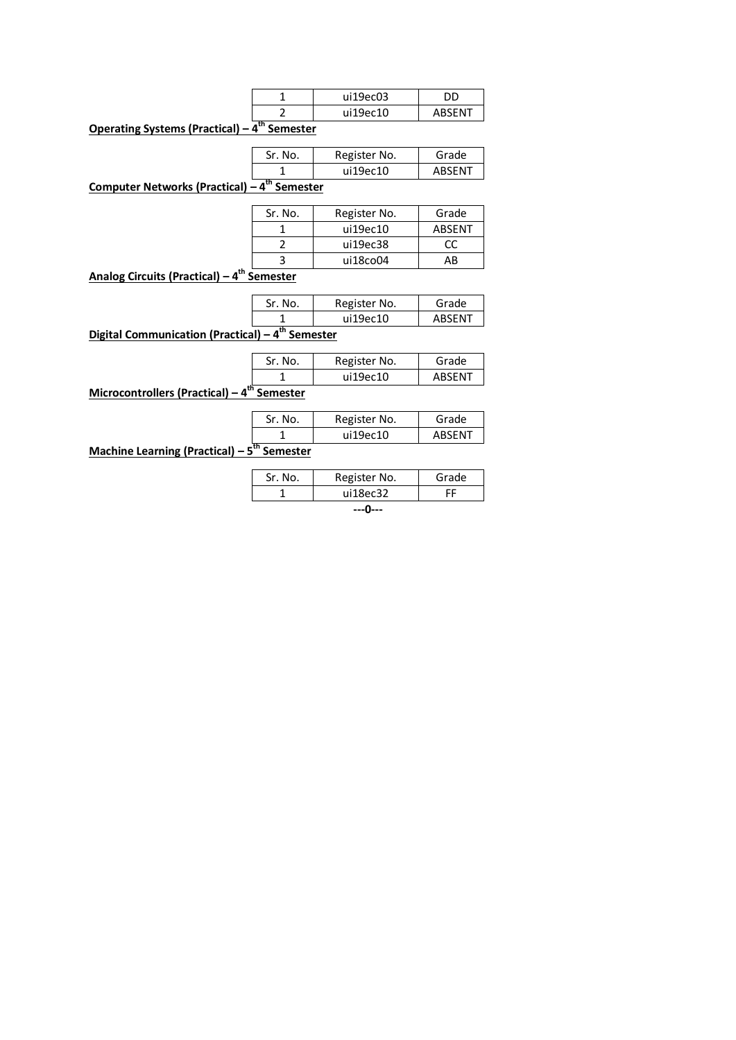| | | |
|---|---|---|
| 1 | ui19ec03 | DD |
| 2 | ui19ec10 | ABSENT |

**Operating Systems (Practical) – 4th Semester**

| Sr. No. | Register No. | Grade |
|---|---|---|
| 1 | ui19ec10 | ABSENT |

**Computer Networks (Practical) – 4th Semester**

| Sr. No. | Register No. | Grade |
|---|---|---|
| 1 | ui19ec10 | ABSENT |
| 2 | ui19ec38 | CC |
| 3 | ui18co04 | AB |

**Analog Circuits (Practical) – 4th Semester**

| Sr. No. | Register No. | Grade |
|---|---|---|
| 1 | ui19ec10 | ABSENT |

**Digital Communication (Practical) – 4th Semester**

| Sr. No. | Register No. | Grade |
|---|---|---|
| 1 | ui19ec10 | ABSENT |

**Microcontrollers (Practical) – 4th Semester**

| Sr. No. | Register No. | Grade |
|---|---|---|
| 1 | ui19ec10 | ABSENT |

**Machine Learning (Practical) – 5th Semester**

| Sr. No. | Register No. | Grade |
|---|---|---|
| 1 | ui18ec32 | FF |

**---0---**